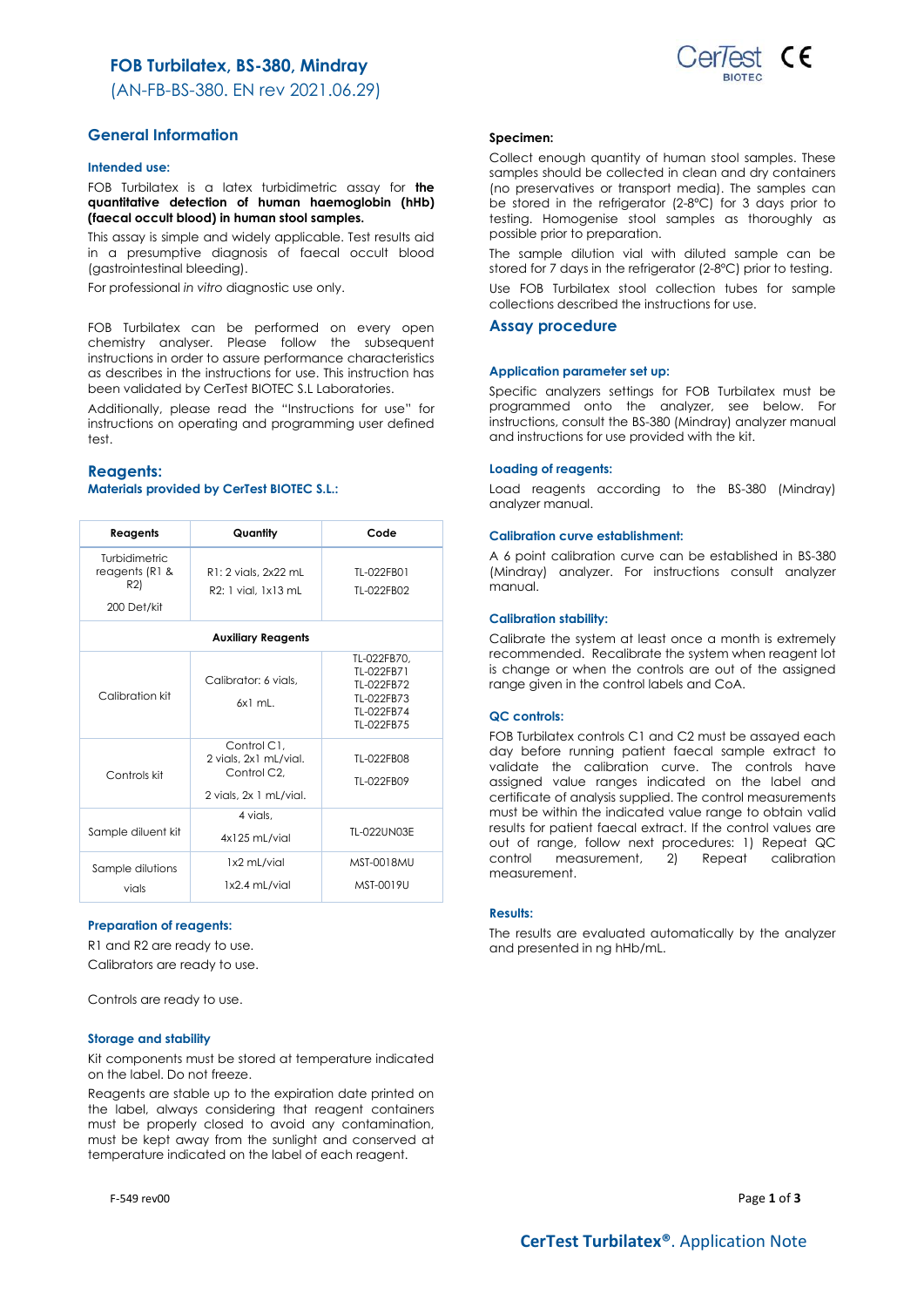# FOB Turbilatex, BS-380, Mindray

(AN-FB-BS-380. EN rev 2021.06.29)

## General Information

### Intended use:

FOB Turbilatex is a latex turbidimetric assay for **the quantitative detection of human haemoglobin (hHb) (faecal occult blood) in human stool samples.**

This assay is simple and widely applicable. Test results aid in a presumptive diagnosis of faecal occult blood (gastrointestinal bleeding).

For professional *in vitro* diagnostic use only.

FOB Turbilatex can be performed on every open chemistry analyser. Please follow the subsequent instructions in order to assure performance characteristics as describes in the instructions for use. This instruction has been validated by CerTest BIOTEC S.L Laboratories.

Additionally, please read the "Instructions for use" for instructions on operating and programming user defined test.

## Reagents:

### Materials provided by CerTest BIOTEC S.L.:

| Reagents | Quantity | Code |
|---|---|---|
| Turbidimetric reagents (R1 & R2) 200 Det/kit | R1: 2 vials, 2x22 mL R2: 1 vial, 1x13 mL | TL-022FB01 TL-022FB02 |
| **Auxiliary Reagents** | | |
| Calibration kit | Calibrator: 6 vials, 6x1 mL. | TL-022FB70, TL-022FB71 TL-022FB72 TL-022FB73 TL-022FB74 TL-022FB75 |
| Controls kit | Control C1, 2 vials, 2x1 mL/vial. Control C2, 2 vials, 2x 1 mL/vial. | TL-022FB08 TL-022FB09 |
| Sample diluent kit | 4 vials, 4x125 mL/vial | TL-022UN03E |
| Sample dilutions vials | 1x2 mL/vial 1x2.4 mL/vial | MST-0018MU MST-0019U |

### Preparation of reagents:

R1 and R2 are ready to use.

Calibrators are ready to use.

Controls are ready to use.

### Storage and stability

Kit components must be stored at temperature indicated on the label. Do not freeze.

Reagents are stable up to the expiration date printed on the label, always considering that reagent containers must be properly closed to avoid any contamination, must be kept away from the sunlight and conserved at temperature indicated on the label of each reagent.

### Specimen:

Collect enough quantity of human stool samples. These samples should be collected in clean and dry containers (no preservatives or transport media). The samples can be stored in the refrigerator (2-8ºC) for 3 days prior to testing. Homogenise stool samples as thoroughly as possible prior to preparation.

The sample dilution vial with diluted sample can be stored for 7 days in the refrigerator (2-8ºC) prior to testing.

Use FOB Turbilatex stool collection tubes for sample collections described the instructions for use.

## Assay procedure

### Application parameter set up:

Specific analyzers settings for FOB Turbilatex must be programmed onto the analyzer, see below. For instructions, consult the BS-380 (Mindray) analyzer manual and instructions for use provided with the kit.

### Loading of reagents:

Load reagents according to the BS-380 (Mindray) analyzer manual.

### Calibration curve establishment:

A 6 point calibration curve can be established in BS-380 (Mindray) analyzer. For instructions consult analyzer manual.

### Calibration stability:

Calibrate the system at least once a month is extremely recommended. Recalibrate the system when reagent lot is change or when the controls are out of the assigned range given in the control labels and CoA.

### QC controls:

FOB Turbilatex controls C1 and C2 must be assayed each day before running patient faecal sample extract to validate the calibration curve. The controls have assigned value ranges indicated on the label and certificate of analysis supplied. The control measurements must be within the indicated value range to obtain valid results for patient faecal extract. If the control values are out of range, follow next procedures: 1) Repeat QC control measurement, 2) Repeat calibration measurement.

### Results:

The results are evaluated automatically by the analyzer and presented in ng hHb/mL.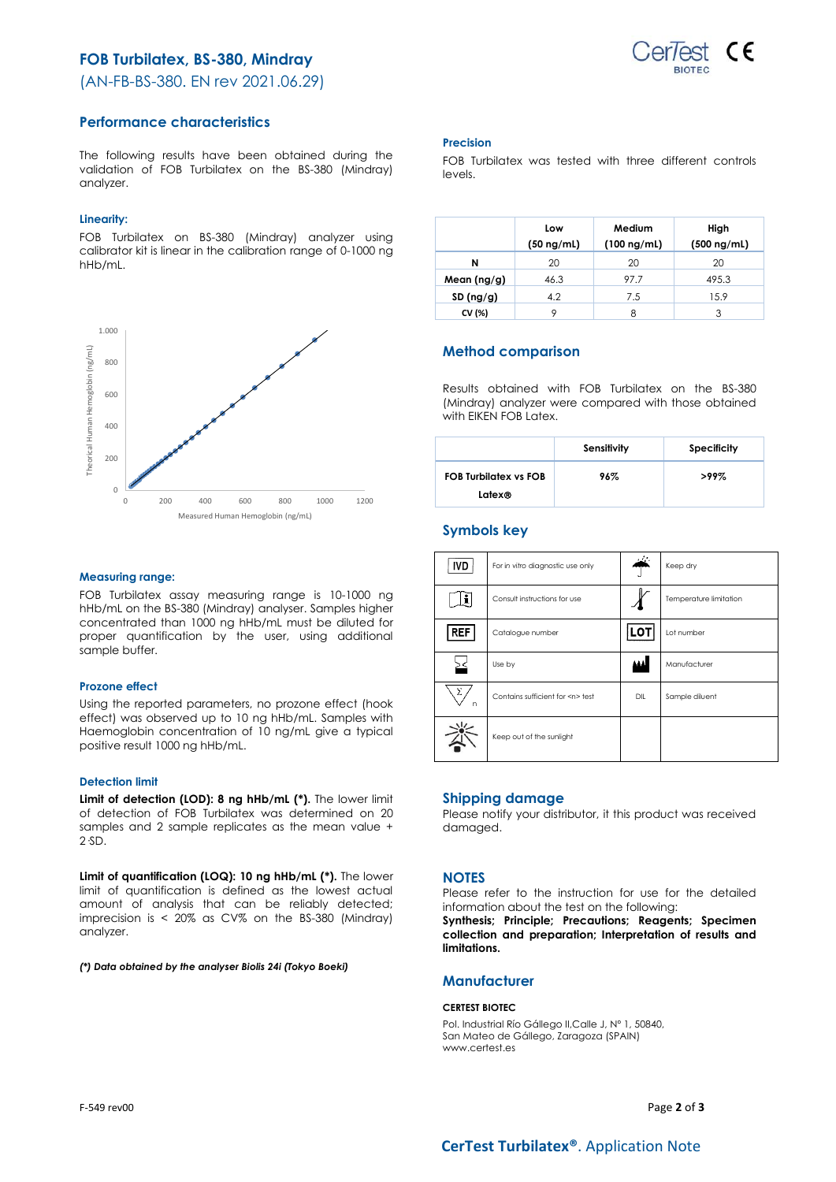# FOB Turbilatex, BS-380, Mindray

(AN-FB-BS-380. EN rev 2021.06.29)

## Performance characteristics

The following results have been obtained during the validation of FOB Turbilatex on the BS-380 (Mindray) analyzer.

### Linearity:

FOB Turbilatex on BS-380 (Mindray) analyzer using calibrator kit is linear in the calibration range of 0-1000 ng hHb/mL.

### Measuring range:

FOB Turbilatex assay measuring range is 10-1000 ng hHb/mL on the BS-380 (Mindray) analyser. Samples higher concentrated than 1000 ng hHb/mL must be diluted for proper quantification by the user, using additional sample buffer.

### Prozone effect

Using the reported parameters, no prozone effect (hook effect) was observed up to 10 ng hHb/mL. Samples with Haemoglobin concentration of 10 ng/mL give a typical positive result 1000 ng hHb/mL.

### Detection limit

**Limit of detection (LOD): 8 ng hHb/mL (*).** The lower limit of detection of FOB Turbilatex was determined on 20 samples and 2 sample replicates as the mean value + 2·SD.

**Limit of quantification (LOQ): 10 ng hHb/mL (*).** The lower limit of quantification is defined as the lowest actual amount of analysis that can be reliably detected; imprecision is < 20% as CV% on the BS-380 (Mindray) analyzer.

***(*) Data obtained by the analyser Biolis 24i (Tokyo Boeki)***

### Precision

FOB Turbilatex was tested with three different controls levels.

| | Low (50 ng/mL) | Medium (100 ng/mL) | High (500 ng/mL) |
|---|---|---|---|
| **N** | 20 | 20 | 20 |
| **Mean (ng/g)** | 46.3 | 97.7 | 495.3 |
| **SD (ng/g)** | 4.2 | 7.5 | 15.9 |
| **CV (%)** | 9 | 8 | 3 |

## Method comparison

Results obtained with FOB Turbilatex on the BS-380 (Mindray) analyzer were compared with those obtained with EIKEN FOB Latex.

| | Sensitivity | Specificity |
|---|---|---|
| **FOB Turbilatex vs FOB Latex®** | **96%** | **>99%** |

## Symbols key

| Symbol | Meaning | Symbol | Meaning |
|---|---|---|---|
| IVD | For in vitro diagnostic use only | | Keep dry |
| | Consult instructions for use | | Temperature limitation |
| REF | Catalogue number | LOT | Lot number |
| | Use by | | Manufacturer |
| | Contains sufficient for <n> test | DIL | Sample diluent |
| | Keep out of the sunlight | | |

## Shipping damage

Please notify your distributor, it this product was received damaged.

## NOTES

Please refer to the instruction for use for the detailed information about the test on the following:
**Synthesis; Principle; Precautions; Reagents; Specimen collection and preparation; Interpretation of results and limitations.**

## Manufacturer

**CERTEST BIOTEC**

Pol. Industrial Río Gállego II,Calle J, Nº 1, 50840,
San Mateo de Gállego, Zaragoza (SPAIN)
www.certest.es

F-549 rev00

**CerTest Turbilatex®**. Application Note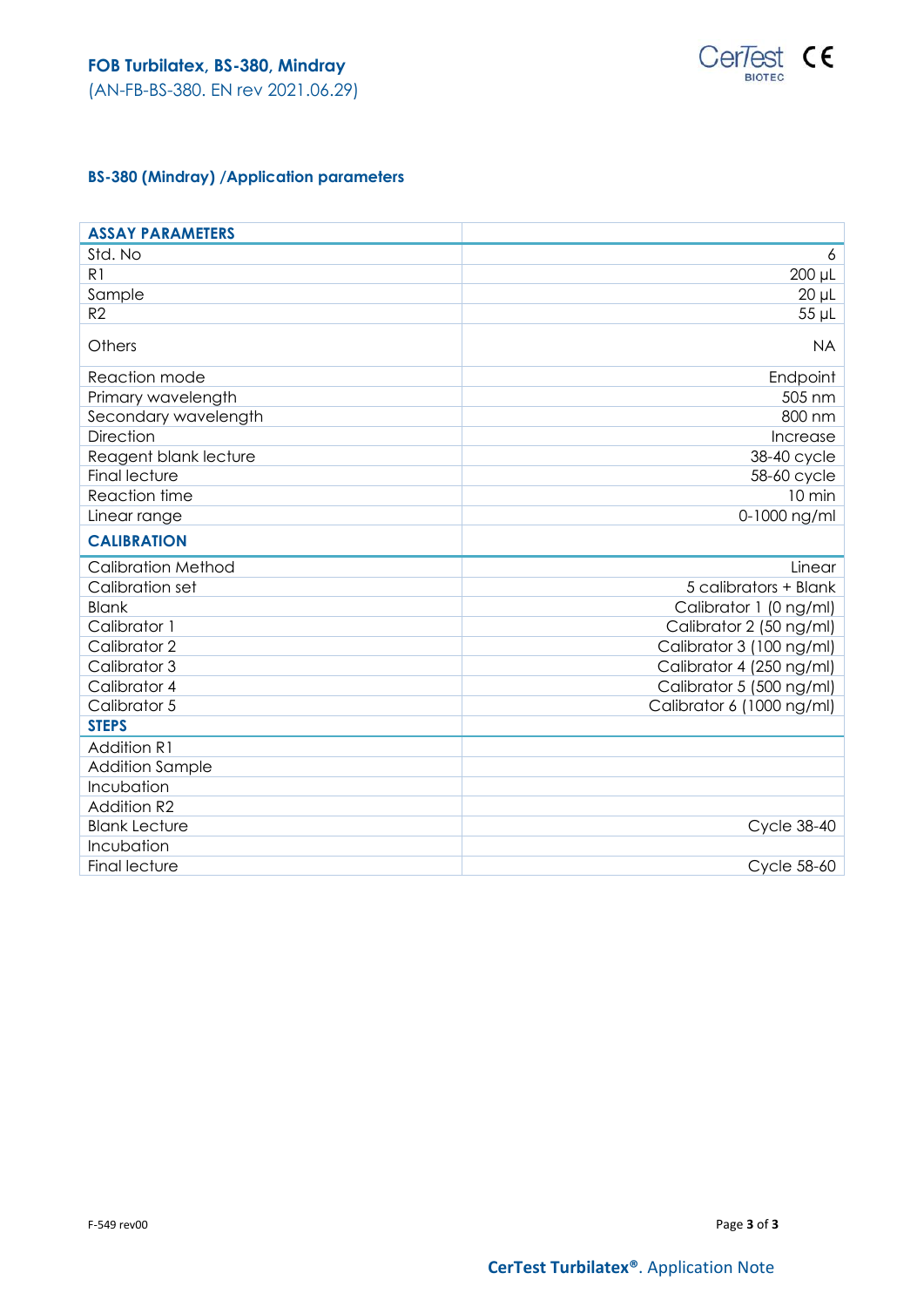**FOB Turbilatex, BS-380, Mindray**
(AN-FB-BS-380. EN rev 2021.06.29)

## BS-380 (Mindray) /Application parameters

| ASSAY PARAMETERS | |
|---|---|
| Std. No | 6 |
| R1 | 200 µL |
| Sample | 20 µL |
| R2 | 55 µL |
| Others | NA |
| Reaction mode | Endpoint |
| Primary wavelength | 505 nm |
| Secondary wavelength | 800 nm |
| Direction | Increase |
| Reagent blank lecture | 38-40 cycle |
| Final lecture | 58-60 cycle |
| Reaction time | 10 min |
| Linear range | 0-1000 ng/ml |
| **CALIBRATION** | |
| Calibration Method | Linear |
| Calibration set | 5 calibrators + Blank |
| Blank | Calibrator 1 (0 ng/ml) |
| Calibrator 1 | Calibrator 2 (50 ng/ml) |
| Calibrator 2 | Calibrator 3 (100 ng/ml) |
| Calibrator 3 | Calibrator 4 (250 ng/ml) |
| Calibrator 4 | Calibrator 5 (500 ng/ml) |
| Calibrator 5 | Calibrator 6 (1000 ng/ml) |
| **STEPS** | |
| Addition R1 | |
| Addition Sample | |
| Incubation | |
| Addition R2 | |
| Blank Lecture | Cycle 38-40 |
| Incubation | |
| Final lecture | Cycle 58-60 |

F-549 rev00

**CerTest Turbilatex®**. Application Note